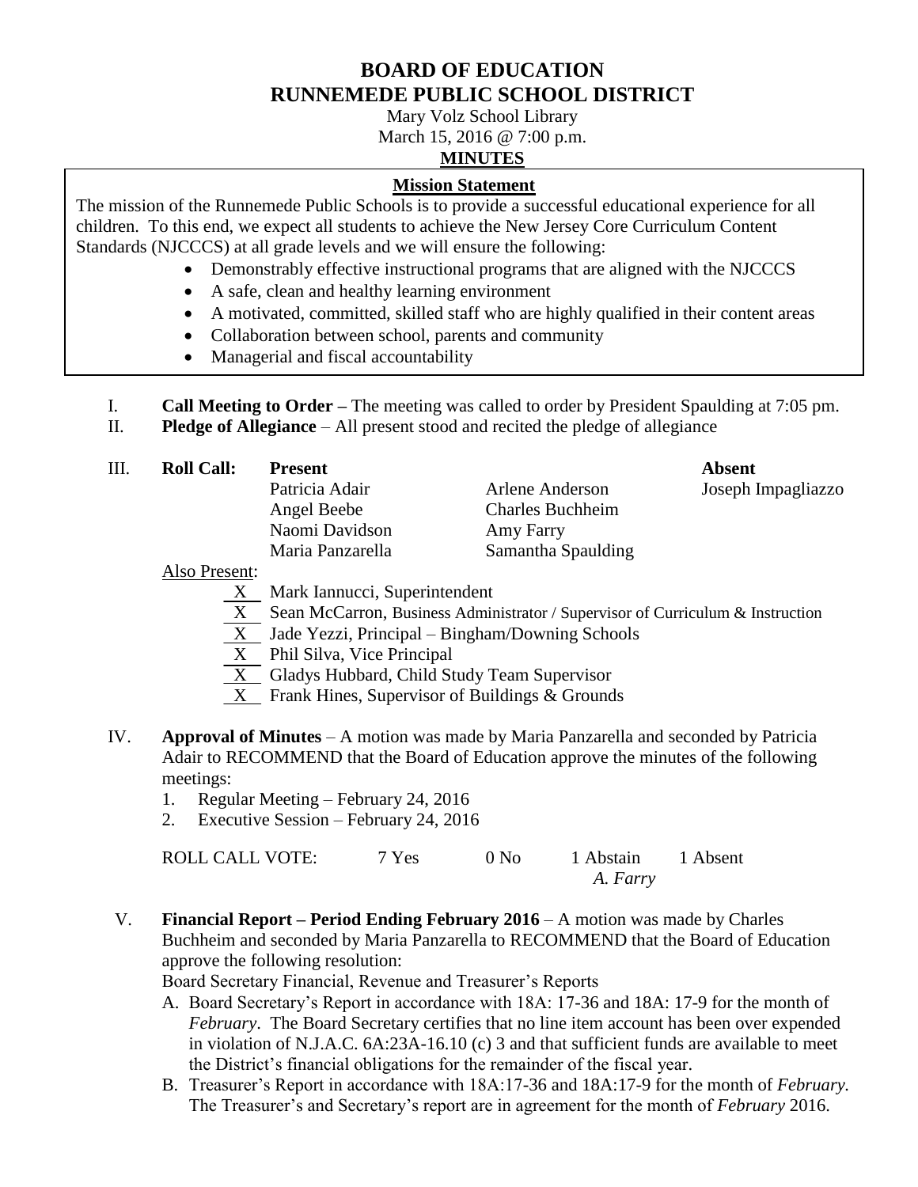# BOARD OF EDUCATION
# RUNNEMEDE PUBLIC SCHOOL DISTRICT

Mary Volz School Library
March 15, 2016 @ 7:00 p.m.

**MINUTES**

## Mission Statement

The mission of the Runnemede Public Schools is to provide a successful educational experience for all children. To this end, we expect all students to achieve the New Jersey Core Curriculum Content Standards (NJCCCS) at all grade levels and we will ensure the following:

- Demonstrably effective instructional programs that are aligned with the NJCCCS
- A safe, clean and healthy learning environment
- A motivated, committed, skilled staff who are highly qualified in their content areas
- Collaboration between school, parents and community
- Managerial and fiscal accountability

I. **Call Meeting to Order –** The meeting was called to order by President Spaulding at 7:05 pm.

II. **Pledge of Allegiance** – All present stood and recited the pledge of allegiance

III. **Roll Call:**

| **Present** | | **Absent** |
|---|---|---|
| Patricia Adair | Arlene Anderson | Joseph Impagliazzo |
| Angel Beebe | Charles Buchheim | |
| Naomi Davidson | Amy Farry | |
| Maria Panzarella | Samantha Spaulding | |

Also Present:

- X Mark Iannucci, Superintendent
- X Sean McCarron, Business Administrator / Supervisor of Curriculum & Instruction
- X Jade Yezzi, Principal – Bingham/Downing Schools
- X Phil Silva, Vice Principal
- X Gladys Hubbard, Child Study Team Supervisor
- X Frank Hines, Supervisor of Buildings & Grounds

IV. **Approval of Minutes** – A motion was made by Maria Panzarella and seconded by Patricia Adair to RECOMMEND that the Board of Education approve the minutes of the following meetings:

1. Regular Meeting – February 24, 2016
2. Executive Session – February 24, 2016

ROLL CALL VOTE: 7 Yes 0 No 1 Abstain 1 Absent
*A. Farry*

V. **Financial Report – Period Ending February 2016** – A motion was made by Charles Buchheim and seconded by Maria Panzarella to RECOMMEND that the Board of Education approve the following resolution:

Board Secretary Financial, Revenue and Treasurer's Reports

A. Board Secretary's Report in accordance with 18A: 17-36 and 18A: 17-9 for the month of *February*. The Board Secretary certifies that no line item account has been over expended in violation of N.J.A.C. 6A:23A-16.10 (c) 3 and that sufficient funds are available to meet the District's financial obligations for the remainder of the fiscal year.

B. Treasurer's Report in accordance with 18A:17-36 and 18A:17-9 for the month of *February.* The Treasurer's and Secretary's report are in agreement for the month of *February* 2016.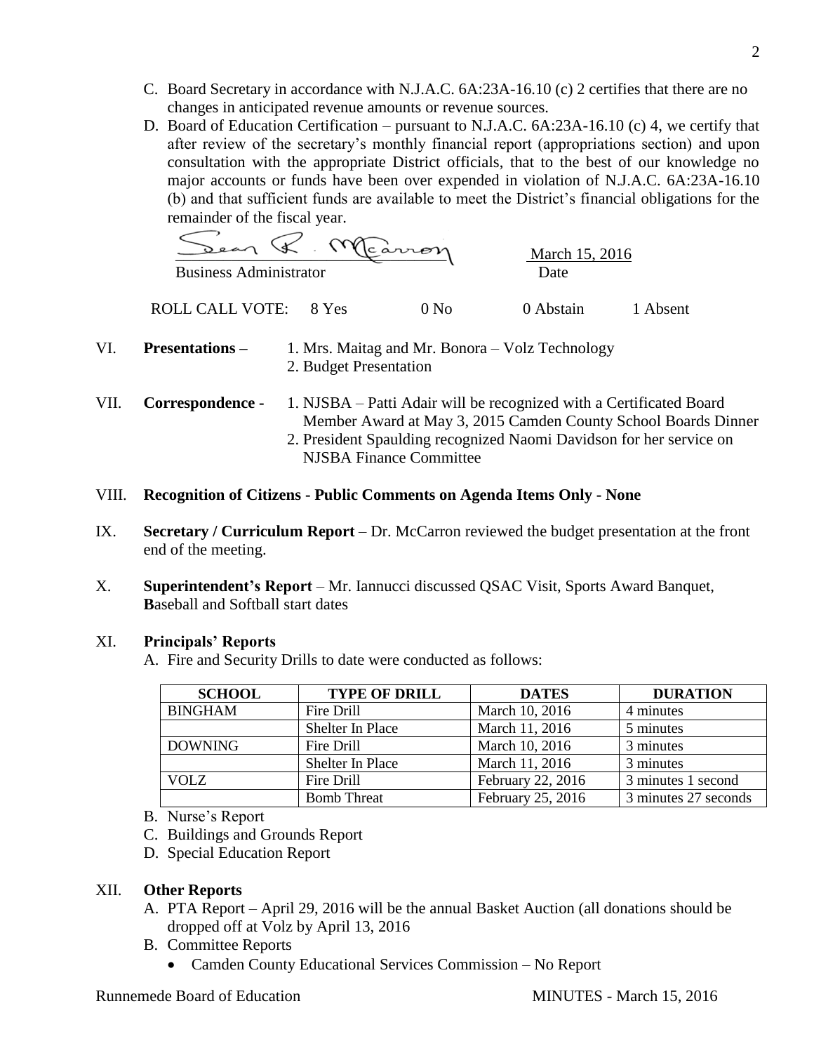C. Board Secretary in accordance with N.J.A.C. 6A:23A-16.10 (c) 2 certifies that there are no changes in anticipated revenue amounts or revenue sources.

D. Board of Education Certification – pursuant to N.J.A.C. 6A:23A-16.10 (c) 4, we certify that after review of the secretary's monthly financial report (appropriations section) and upon consultation with the appropriate District officials, that to the best of our knowledge no major accounts or funds have been over expended in violation of N.J.A.C. 6A:23A-16.10 (b) and that sufficient funds are available to meet the District's financial obligations for the remainder of the fiscal year.

Sean R. McCarron
Business Administrator

March 15, 2016
Date

ROLL CALL VOTE: 8 Yes 0 No 0 Abstain 1 Absent

VI. **Presentations –** 1. Mrs. Maitag and Mr. Bonora – Volz Technology
2. Budget Presentation

VII. **Correspondence -** 1. NJSBA – Patti Adair will be recognized with a Certificated Board Member Award at May 3, 2015 Camden County School Boards Dinner
2. President Spaulding recognized Naomi Davidson for her service on NJSBA Finance Committee

VIII. **Recognition of Citizens - Public Comments on Agenda Items Only - None**

IX. **Secretary / Curriculum Report** – Dr. McCarron reviewed the budget presentation at the front end of the meeting.

X. **Superintendent's Report** – Mr. Iannucci discussed QSAC Visit, Sports Award Banquet, **B**aseball and Softball start dates

XI. **Principals' Reports**

A. Fire and Security Drills to date were conducted as follows:

| SCHOOL | TYPE OF DRILL | DATES | DURATION |
|---|---|---|---|
| BINGHAM | Fire Drill | March 10, 2016 | 4 minutes |
| | Shelter In Place | March 11, 2016 | 5 minutes |
| DOWNING | Fire Drill | March 10, 2016 | 3 minutes |
| | Shelter In Place | March 11, 2016 | 3 minutes |
| VOLZ | Fire Drill | February 22, 2016 | 3 minutes 1 second |
| | Bomb Threat | February 25, 2016 | 3 minutes 27 seconds |

B. Nurse's Report

C. Buildings and Grounds Report

D. Special Education Report

XII. **Other Reports**

A. PTA Report – April 29, 2016 will be the annual Basket Auction (all donations should be dropped off at Volz by April 13, 2016

B. Committee Reports

- Camden County Educational Services Commission – No Report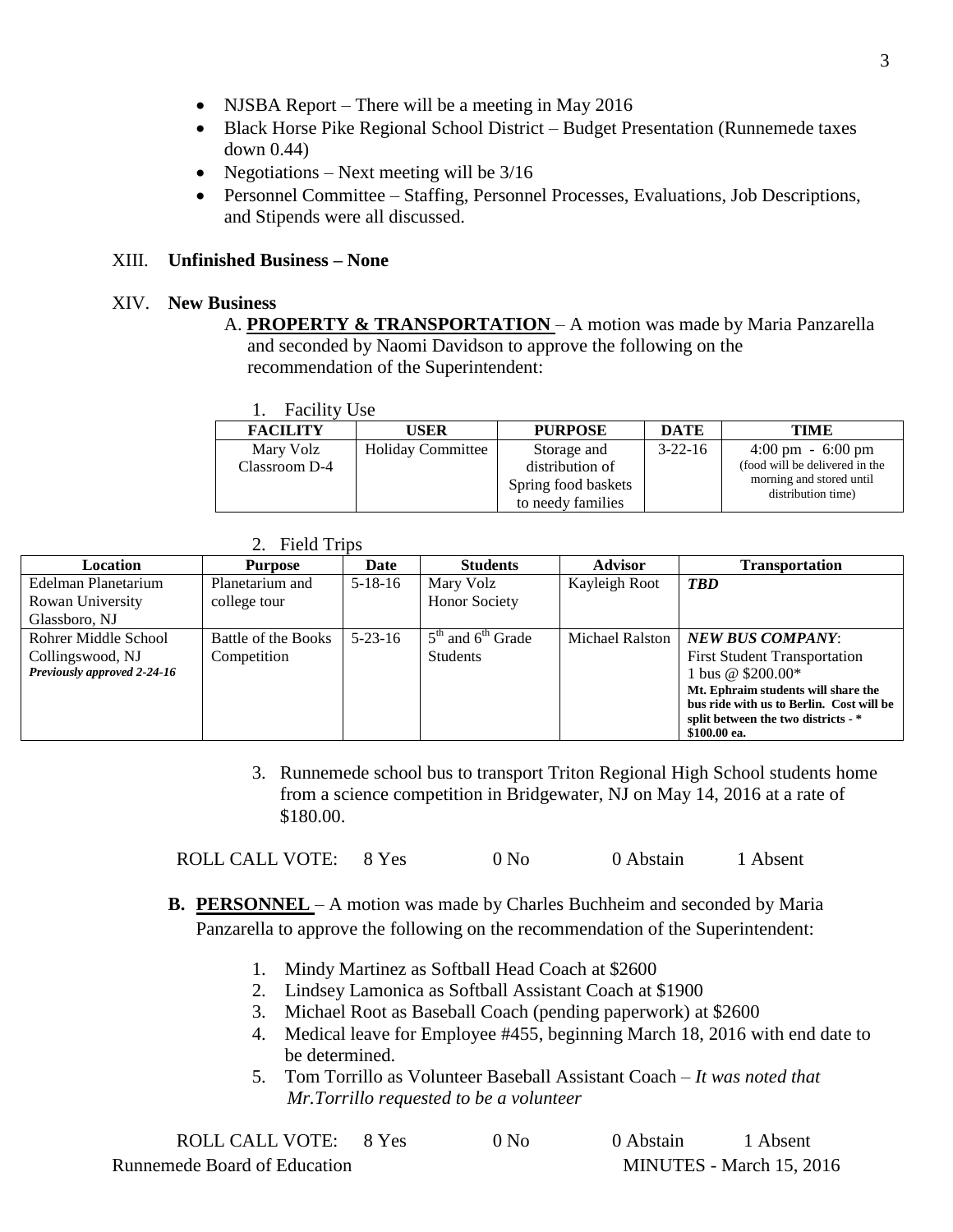- NJSBA Report – There will be a meeting in May 2016
- Black Horse Pike Regional School District – Budget Presentation (Runnemede taxes down 0.44)
- Negotiations – Next meeting will be 3/16
- Personnel Committee – Staffing, Personnel Processes, Evaluations, Job Descriptions, and Stipends were all discussed.

XIII. **Unfinished Business – None**

XIV. **New Business**

A. **PROPERTY & TRANSPORTATION** – A motion was made by Maria Panzarella and seconded by Naomi Davidson to approve the following on the recommendation of the Superintendent:

1. Facility Use

| FACILITY | USER | PURPOSE | DATE | TIME |
|---|---|---|---|---|
| Mary Volz Classroom D-4 | Holiday Committee | Storage and distribution of Spring food baskets to needy families | 3-22-16 | 4:00 pm - 6:00 pm (food will be delivered in the morning and stored until distribution time) |

2. Field Trips

| Location | Purpose | Date | Students | Advisor | Transportation |
|---|---|---|---|---|---|
| Edelman Planetarium Rowan University Glassboro, NJ | Planetarium and college tour | 5-18-16 | Mary Volz Honor Society | Kayleigh Root | ***TBD*** |
| Rohrer Middle School Collingswood, NJ ***Previously approved 2-24-16*** | Battle of the Books Competition | 5-23-16 | 5th and 6th Grade Students | Michael Ralston | ***NEW BUS COMPANY***: First Student Transportation 1 bus @ $200.00* **Mt. Ephraim students will share the bus ride with us to Berlin. Cost will be split between the two districts - * $100.00 ea.** |

3. Runnemede school bus to transport Triton Regional High School students home from a science competition in Bridgewater, NJ on May 14, 2016 at a rate of $180.00.

ROLL CALL VOTE: 8 Yes 0 No 0 Abstain 1 Absent

**B. PERSONNEL** – A motion was made by Charles Buchheim and seconded by Maria Panzarella to approve the following on the recommendation of the Superintendent:

1. Mindy Martinez as Softball Head Coach at $2600
2. Lindsey Lamonica as Softball Assistant Coach at $1900
3. Michael Root as Baseball Coach (pending paperwork) at $2600
4. Medical leave for Employee #455, beginning March 18, 2016 with end date to be determined.
5. Tom Torrillo as Volunteer Baseball Assistant Coach – *It was noted that Mr.Torrillo requested to be a volunteer*

ROLL CALL VOTE: 8 Yes 0 No 0 Abstain 1 Absent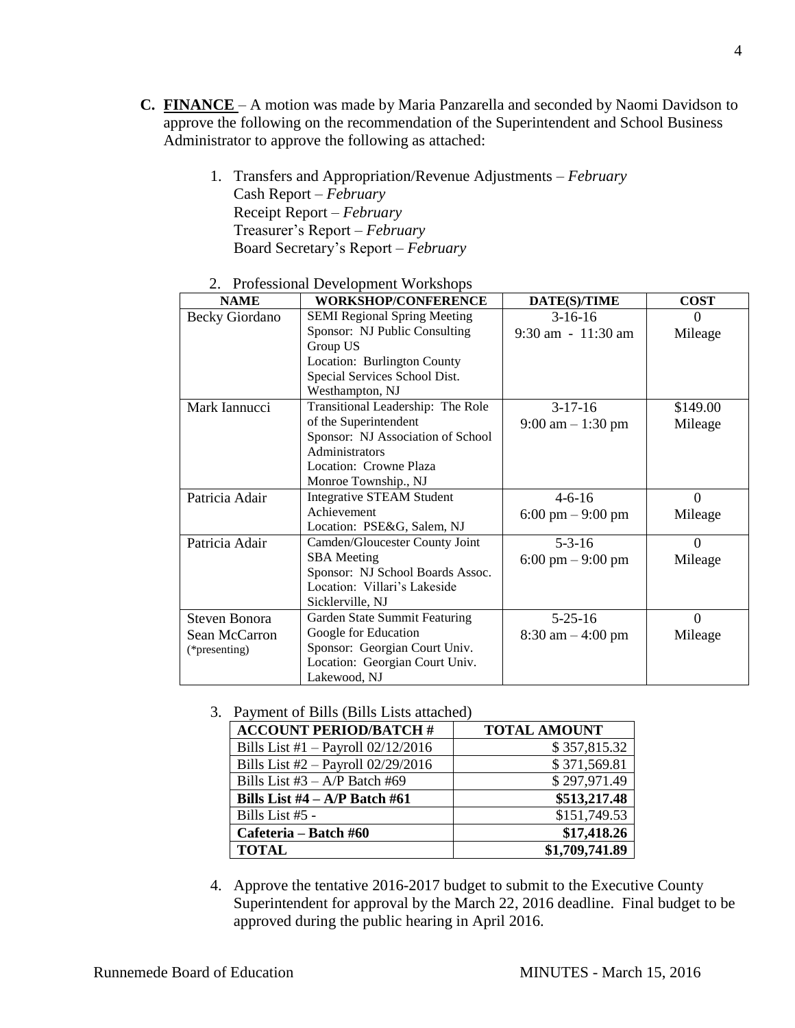**C. FINANCE** – A motion was made by Maria Panzarella and seconded by Naomi Davidson to approve the following on the recommendation of the Superintendent and School Business Administrator to approve the following as attached:

1. Transfers and Appropriation/Revenue Adjustments – *February*
   Cash Report – *February*
   Receipt Report – *February*
   Treasurer's Report – *February*
   Board Secretary's Report – *February*

2. Professional Development Workshops

| NAME | WORKSHOP/CONFERENCE | DATE(S)/TIME | COST |
|---|---|---|---|
| Becky Giordano | SEMI Regional Spring Meeting<br>Sponsor: NJ Public Consulting Group US<br>Location: Burlington County Special Services School Dist. Westhampton, NJ | 3-16-16<br>9:30 am - 11:30 am | 0<br>Mileage |
| Mark Iannucci | Transitional Leadership: The Role of the Superintendent<br>Sponsor: NJ Association of School Administrators<br>Location: Crowne Plaza Monroe Township., NJ | 3-17-16<br>9:00 am – 1:30 pm | \$149.00<br>Mileage |
| Patricia Adair | Integrative STEAM Student Achievement<br>Location: PSE&G, Salem, NJ | 4-6-16<br>6:00 pm – 9:00 pm | 0<br>Mileage |
| Patricia Adair | Camden/Gloucester County Joint SBA Meeting<br>Sponsor: NJ School Boards Assoc.<br>Location: Villari's Lakeside Sicklerville, NJ | 5-3-16<br>6:00 pm – 9:00 pm | 0<br>Mileage |
| Steven Bonora<br>Sean McCarron<br>(*presenting) | Garden State Summit Featuring Google for Education<br>Sponsor: Georgian Court Univ.<br>Location: Georgian Court Univ. Lakewood, NJ | 5-25-16<br>8:30 am – 4:00 pm | 0<br>Mileage |

3. Payment of Bills (Bills Lists attached)

| ACCOUNT PERIOD/BATCH # | TOTAL AMOUNT |
|---|---|
| Bills List #1 – Payroll 02/12/2016 | \$ 357,815.32 |
| Bills List #2 – Payroll 02/29/2016 | \$ 371,569.81 |
| Bills List #3 – A/P Batch #69 | \$ 297,971.49 |
| **Bills List #4 – A/P Batch #61** | **\$513,217.48** |
| Bills List #5 - | \$151,749.53 |
| **Cafeteria – Batch #60** | **\$17,418.26** |
| **TOTAL** | **\$1,709,741.89** |

4. Approve the tentative 2016-2017 budget to submit to the Executive County Superintendent for approval by the March 22, 2016 deadline. Final budget to be approved during the public hearing in April 2016.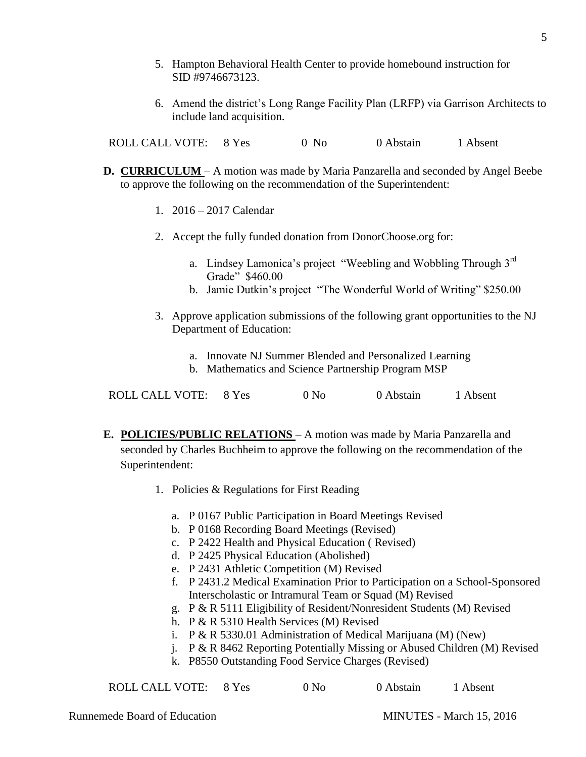5. Hampton Behavioral Health Center to provide homebound instruction for SID #9746673123.

6. Amend the district's Long Range Facility Plan (LRFP) via Garrison Architects to include land acquisition.

ROLL CALL VOTE: 8 Yes 0 No 0 Abstain 1 Absent

**D. <u>CURRICULUM</u>** – A motion was made by Maria Panzarella and seconded by Angel Beebe to approve the following on the recommendation of the Superintendent:

1. 2016 – 2017 Calendar

2. Accept the fully funded donation from DonorChoose.org for:

   a. Lindsey Lamonica's project "Weebling and Wobbling Through 3rd Grade" $460.00
   b. Jamie Dutkin's project "The Wonderful World of Writing" $250.00

3. Approve application submissions of the following grant opportunities to the NJ Department of Education:

   a. Innovate NJ Summer Blended and Personalized Learning
   b. Mathematics and Science Partnership Program MSP

ROLL CALL VOTE: 8 Yes 0 No 0 Abstain 1 Absent

**E. <u>POLICIES/PUBLIC RELATIONS</u>** – A motion was made by Maria Panzarella and seconded by Charles Buchheim to approve the following on the recommendation of the Superintendent:

1. Policies & Regulations for First Reading

   a. P 0167 Public Participation in Board Meetings Revised
   b. P 0168 Recording Board Meetings (Revised)
   c. P 2422 Health and Physical Education ( Revised)
   d. P 2425 Physical Education (Abolished)
   e. P 2431 Athletic Competition (M) Revised
   f. P 2431.2 Medical Examination Prior to Participation on a School-Sponsored Interscholastic or Intramural Team or Squad (M) Revised
   g. P & R 5111 Eligibility of Resident/Nonresident Students (M) Revised
   h. P & R 5310 Health Services (M) Revised
   i. P & R 5330.01 Administration of Medical Marijuana (M) (New)
   j. P & R 8462 Reporting Potentially Missing or Abused Children (M) Revised
   k. P8550 Outstanding Food Service Charges (Revised)

ROLL CALL VOTE: 8 Yes 0 No 0 Abstain 1 Absent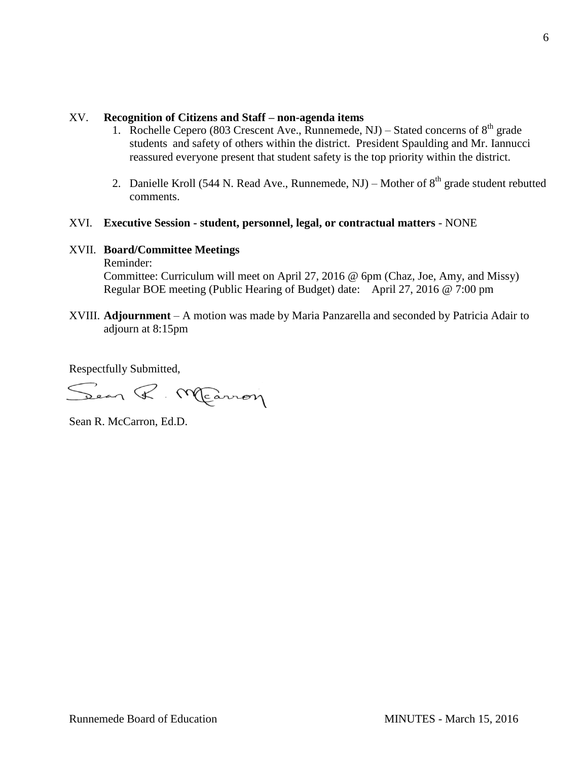XV. **Recognition of Citizens and Staff – non-agenda items**

1. Rochelle Cepero (803 Crescent Ave., Runnemede, NJ) – Stated concerns of 8th grade students and safety of others within the district. President Spaulding and Mr. Iannucci reassured everyone present that student safety is the top priority within the district.

2. Danielle Kroll (544 N. Read Ave., Runnemede, NJ) – Mother of 8th grade student rebutted comments.

XVI. **Executive Session - student, personnel, legal, or contractual matters** - NONE

XVII. **Board/Committee Meetings**

Reminder:
Committee: Curriculum will meet on April 27, 2016 @ 6pm (Chaz, Joe, Amy, and Missy)
Regular BOE meeting (Public Hearing of Budget) date: April 27, 2016 @ 7:00 pm

XVIII. **Adjournment** – A motion was made by Maria Panzarella and seconded by Patricia Adair to adjourn at 8:15pm

Respectfully Submitted,

Sean R. McCarron

Sean R. McCarron, Ed.D.

Runnemede Board of Education MINUTES - March 15, 2016